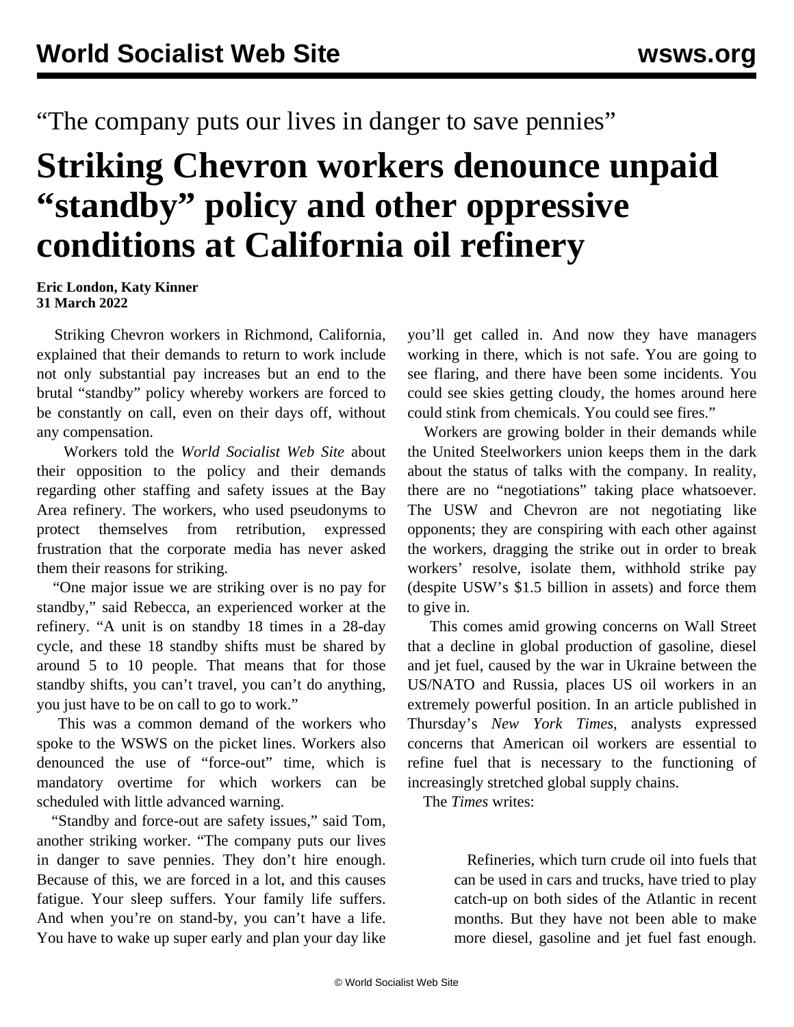“The company puts our lives in danger to save pennies”

# Striking Chevron workers denounce unpaid “standby” policy and other oppressive conditions at California oil refinery

**Eric London, Katy Kinner**
**31 March 2022**

Striking Chevron workers in Richmond, California, explained that their demands to return to work include not only substantial pay increases but an end to the brutal “standby” policy whereby workers are forced to be constantly on call, even on their days off, without any compensation.

Workers told the *World Socialist Web Site* about their opposition to the policy and their demands regarding other staffing and safety issues at the Bay Area refinery. The workers, who used pseudonyms to protect themselves from retribution, expressed frustration that the corporate media has never asked them their reasons for striking.

“One major issue we are striking over is no pay for standby,” said Rebecca, an experienced worker at the refinery. “A unit is on standby 18 times in a 28-day cycle, and these 18 standby shifts must be shared by around 5 to 10 people. That means that for those standby shifts, you can’t travel, you can’t do anything, you just have to be on call to go to work.”

This was a common demand of the workers who spoke to the WSWS on the picket lines. Workers also denounced the use of “force-out” time, which is mandatory overtime for which workers can be scheduled with little advanced warning.

“Standby and force-out are safety issues,” said Tom, another striking worker. “The company puts our lives in danger to save pennies. They don’t hire enough. Because of this, we are forced in a lot, and this causes fatigue. Your sleep suffers. Your family life suffers. And when you’re on stand-by, you can’t have a life. You have to wake up super early and plan your day like you’ll get called in. And now they have managers working in there, which is not safe. You are going to see flaring, and there have been some incidents. You could see skies getting cloudy, the homes around here could stink from chemicals. You could see fires.”

Workers are growing bolder in their demands while the United Steelworkers union keeps them in the dark about the status of talks with the company. In reality, there are no “negotiations” taking place whatsoever. The USW and Chevron are not negotiating like opponents; they are conspiring with each other against the workers, dragging the strike out in order to break workers’ resolve, isolate them, withhold strike pay (despite USW’s $1.5 billion in assets) and force them to give in.

This comes amid growing concerns on Wall Street that a decline in global production of gasoline, diesel and jet fuel, caused by the war in Ukraine between the US/NATO and Russia, places US oil workers in an extremely powerful position. In an article published in Thursday’s *New York Times*, analysts expressed concerns that American oil workers are essential to refine fuel that is necessary to the functioning of increasingly stretched global supply chains.

The *Times* writes:

> Refineries, which turn crude oil into fuels that can be used in cars and trucks, have tried to play catch-up on both sides of the Atlantic in recent months. But they have not been able to make more diesel, gasoline and jet fuel fast enough.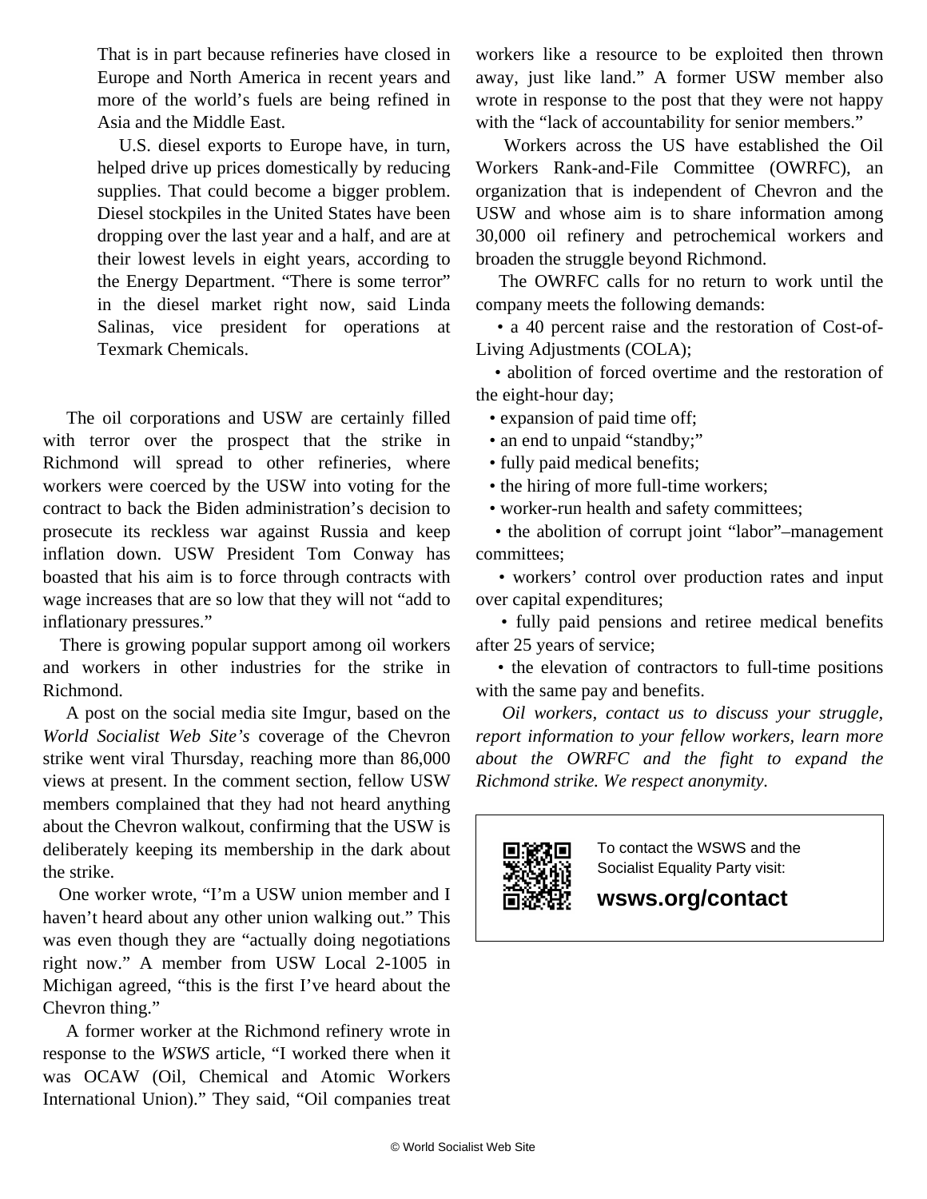That is in part because refineries have closed in Europe and North America in recent years and more of the world's fuels are being refined in Asia and the Middle East.

U.S. diesel exports to Europe have, in turn, helped drive up prices domestically by reducing supplies. That could become a bigger problem. Diesel stockpiles in the United States have been dropping over the last year and a half, and are at their lowest levels in eight years, according to the Energy Department. "There is some terror" in the diesel market right now, said Linda Salinas, vice president for operations at Texmark Chemicals.

The oil corporations and USW are certainly filled with terror over the prospect that the strike in Richmond will spread to other refineries, where workers were coerced by the USW into voting for the contract to back the Biden administration's decision to prosecute its reckless war against Russia and keep inflation down. USW President Tom Conway has boasted that his aim is to force through contracts with wage increases that are so low that they will not "add to inflationary pressures."

There is growing popular support among oil workers and workers in other industries for the strike in Richmond.

A post on the social media site Imgur, based on the *World Socialist Web Site's* coverage of the Chevron strike went viral Thursday, reaching more than 86,000 views at present. In the comment section, fellow USW members complained that they had not heard anything about the Chevron walkout, confirming that the USW is deliberately keeping its membership in the dark about the strike.

One worker wrote, "I'm a USW union member and I haven't heard about any other union walking out." This was even though they are "actually doing negotiations right now." A member from USW Local 2-1005 in Michigan agreed, "this is the first I've heard about the Chevron thing."

A former worker at the Richmond refinery wrote in response to the *WSWS* article, "I worked there when it was OCAW (Oil, Chemical and Atomic Workers International Union)." They said, "Oil companies treat workers like a resource to be exploited then thrown away, just like land." A former USW member also wrote in response to the post that they were not happy with the "lack of accountability for senior members."

Workers across the US have established the Oil Workers Rank-and-File Committee (OWRFC), an organization that is independent of Chevron and the USW and whose aim is to share information among 30,000 oil refinery and petrochemical workers and broaden the struggle beyond Richmond.

The OWRFC calls for no return to work until the company meets the following demands:

- a 40 percent raise and the restoration of Cost-of-Living Adjustments (COLA);
- abolition of forced overtime and the restoration of the eight-hour day;
- expansion of paid time off;
- an end to unpaid "standby;"
- fully paid medical benefits;
- the hiring of more full-time workers;
- worker-run health and safety committees;
- the abolition of corrupt joint "labor"–management committees;
- workers' control over production rates and input over capital expenditures;
- fully paid pensions and retiree medical benefits after 25 years of service;
- the elevation of contractors to full-time positions with the same pay and benefits.

*Oil workers, contact us to discuss your struggle, report information to your fellow workers, learn more about the OWRFC and the fight to expand the Richmond strike. We respect anonymity.*

To contact the WSWS and the Socialist Equality Party visit:

**wsws.org/contact**